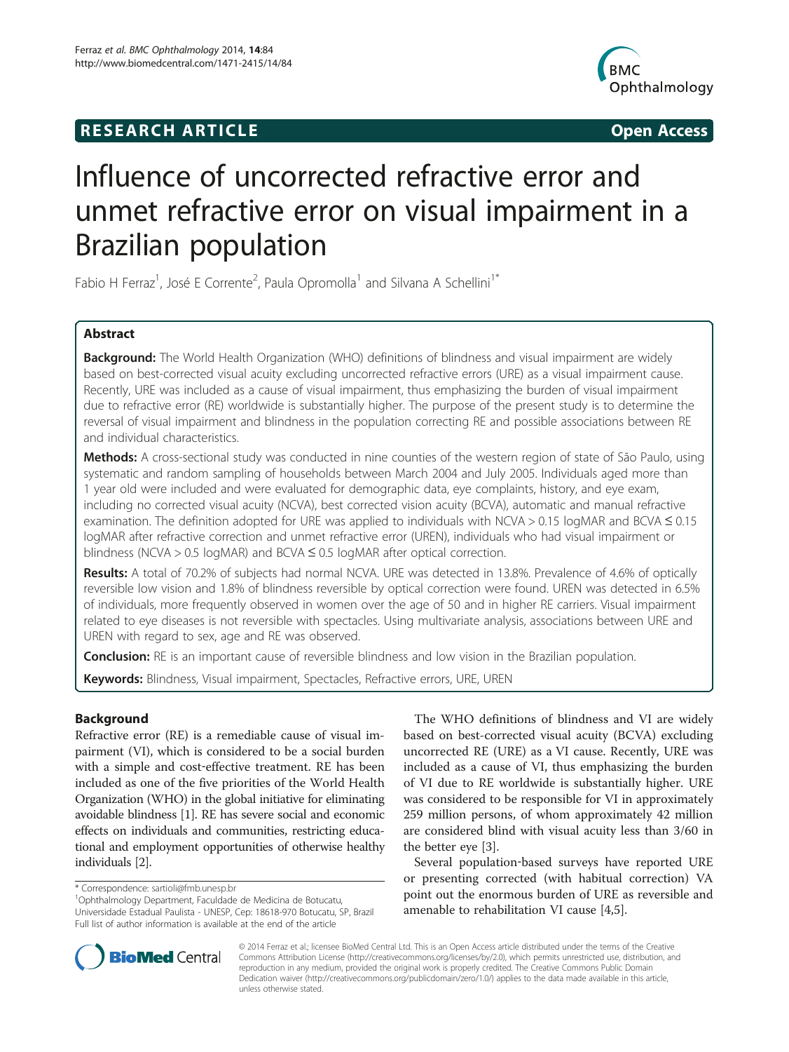RESEARCH ARTICLE Open Access

# Influence of uncorrected refractive error and unmet refractive error on visual impairment in a Brazilian population

Fabio H Ferraz[1], José E Corrente[2], Paula Opromolla[1] and Silvana A Schellini[1*]

## Abstract

**Background:** The World Health Organization (WHO) definitions of blindness and visual impairment are widely based on best-corrected visual acuity excluding uncorrected refractive errors (URE) as a visual impairment cause. Recently, URE was included as a cause of visual impairment, thus emphasizing the burden of visual impairment due to refractive error (RE) worldwide is substantially higher. The purpose of the present study is to determine the reversal of visual impairment and blindness in the population correcting RE and possible associations between RE and individual characteristics.

**Methods:** A cross-sectional study was conducted in nine counties of the western region of state of São Paulo, using systematic and random sampling of households between March 2004 and July 2005. Individuals aged more than 1 year old were included and were evaluated for demographic data, eye complaints, history, and eye exam, including no corrected visual acuity (NCVA), best corrected vision acuity (BCVA), automatic and manual refractive examination. The definition adopted for URE was applied to individuals with NCVA > 0.15 logMAR and BCVA ≤ 0.15 logMAR after refractive correction and unmet refractive error (UREN), individuals who had visual impairment or blindness (NCVA > 0.5 logMAR) and BCVA ≤ 0.5 logMAR after optical correction.

**Results:** A total of 70.2% of subjects had normal NCVA. URE was detected in 13.8%. Prevalence of 4.6% of optically reversible low vision and 1.8% of blindness reversible by optical correction were found. UREN was detected in 6.5% of individuals, more frequently observed in women over the age of 50 and in higher RE carriers. Visual impairment related to eye diseases is not reversible with spectacles. Using multivariate analysis, associations between URE and UREN with regard to sex, age and RE was observed.

**Conclusion:** RE is an important cause of reversible blindness and low vision in the Brazilian population.

**Keywords:** Blindness, Visual impairment, Spectacles, Refractive errors, URE, UREN

## Background

Refractive error (RE) is a remediable cause of visual impairment (VI), which is considered to be a social burden with a simple and cost-effective treatment. RE has been included as one of the five priorities of the World Health Organization (WHO) in the global initiative for eliminating avoidable blindness [1]. RE has severe social and economic effects on individuals and communities, restricting educational and employment opportunities of otherwise healthy individuals [2].

The WHO definitions of blindness and VI are widely based on best-corrected visual acuity (BCVA) excluding uncorrected RE (URE) as a VI cause. Recently, URE was included as a cause of VI, thus emphasizing the burden of VI due to RE worldwide is substantially higher. URE was considered to be responsible for VI in approximately 259 million persons, of whom approximately 42 million are considered blind with visual acuity less than 3/60 in the better eye [3].

Several population-based surveys have reported URE or presenting corrected (with habitual correction) VA point out the enormous burden of URE as reversible and amenable to rehabilitation VI cause [4,5].

\* Correspondence: sartioli@fmb.unesp.br
[1]Ophthalmology Department, Faculdade de Medicina de Botucatu, Universidade Estadual Paulista - UNESP, Cep: 18618-970 Botucatu, SP, Brazil
Full list of author information is available at the end of the article

© 2014 Ferraz et al.; licensee BioMed Central Ltd. This is an Open Access article distributed under the terms of the Creative Commons Attribution License (http://creativecommons.org/licenses/by/2.0), which permits unrestricted use, distribution, and reproduction in any medium, provided the original work is properly credited. The Creative Commons Public Domain Dedication waiver (http://creativecommons.org/publicdomain/zero/1.0/) applies to the data made available in this article, unless otherwise stated.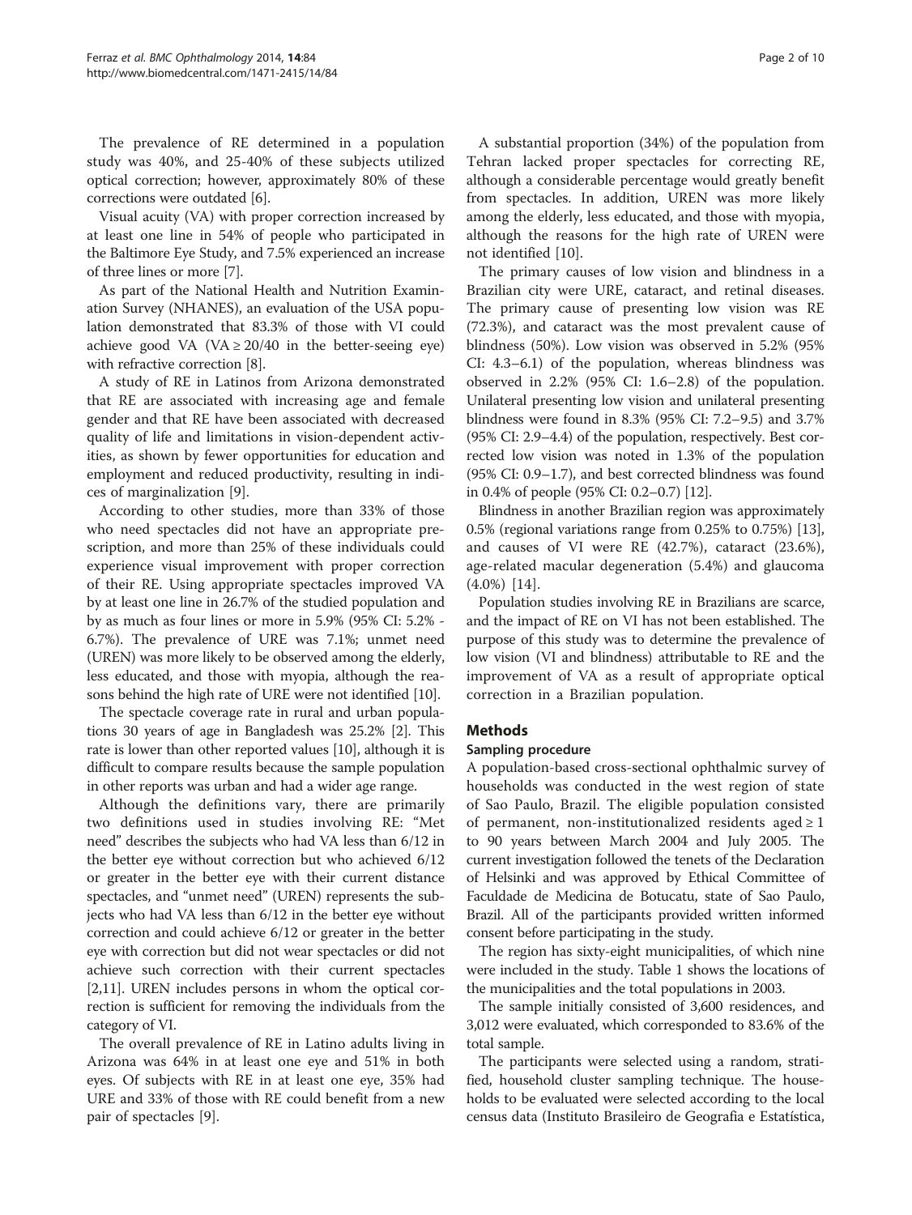The prevalence of RE determined in a population study was 40%, and 25-40% of these subjects utilized optical correction; however, approximately 80% of these corrections were outdated [6].

Visual acuity (VA) with proper correction increased by at least one line in 54% of people who participated in the Baltimore Eye Study, and 7.5% experienced an increase of three lines or more [7].

As part of the National Health and Nutrition Examination Survey (NHANES), an evaluation of the USA population demonstrated that 83.3% of those with VI could achieve good VA (VA ≥ 20/40 in the better-seeing eye) with refractive correction [8].

A study of RE in Latinos from Arizona demonstrated that RE are associated with increasing age and female gender and that RE have been associated with decreased quality of life and limitations in vision-dependent activities, as shown by fewer opportunities for education and employment and reduced productivity, resulting in indices of marginalization [9].

According to other studies, more than 33% of those who need spectacles did not have an appropriate prescription, and more than 25% of these individuals could experience visual improvement with proper correction of their RE. Using appropriate spectacles improved VA by at least one line in 26.7% of the studied population and by as much as four lines or more in 5.9% (95% CI: 5.2% - 6.7%). The prevalence of URE was 7.1%; unmet need (UREN) was more likely to be observed among the elderly, less educated, and those with myopia, although the reasons behind the high rate of URE were not identified [10].

The spectacle coverage rate in rural and urban populations 30 years of age in Bangladesh was 25.2% [2]. This rate is lower than other reported values [10], although it is difficult to compare results because the sample population in other reports was urban and had a wider age range.

Although the definitions vary, there are primarily two definitions used in studies involving RE: "Met need" describes the subjects who had VA less than 6/12 in the better eye without correction but who achieved 6/12 or greater in the better eye with their current distance spectacles, and "unmet need" (UREN) represents the subjects who had VA less than 6/12 in the better eye without correction and could achieve 6/12 or greater in the better eye with correction but did not wear spectacles or did not achieve such correction with their current spectacles [2,11]. UREN includes persons in whom the optical correction is sufficient for removing the individuals from the category of VI.

The overall prevalence of RE in Latino adults living in Arizona was 64% in at least one eye and 51% in both eyes. Of subjects with RE in at least one eye, 35% had URE and 33% of those with RE could benefit from a new pair of spectacles [9].

A substantial proportion (34%) of the population from Tehran lacked proper spectacles for correcting RE, although a considerable percentage would greatly benefit from spectacles. In addition, UREN was more likely among the elderly, less educated, and those with myopia, although the reasons for the high rate of UREN were not identified [10].

The primary causes of low vision and blindness in a Brazilian city were URE, cataract, and retinal diseases. The primary cause of presenting low vision was RE (72.3%), and cataract was the most prevalent cause of blindness (50%). Low vision was observed in 5.2% (95% CI: 4.3–6.1) of the population, whereas blindness was observed in 2.2% (95% CI: 1.6–2.8) of the population. Unilateral presenting low vision and unilateral presenting blindness were found in 8.3% (95% CI: 7.2–9.5) and 3.7% (95% CI: 2.9–4.4) of the population, respectively. Best corrected low vision was noted in 1.3% of the population (95% CI: 0.9–1.7), and best corrected blindness was found in 0.4% of people (95% CI: 0.2–0.7) [12].

Blindness in another Brazilian region was approximately 0.5% (regional variations range from 0.25% to 0.75%) [13], and causes of VI were RE (42.7%), cataract (23.6%), age-related macular degeneration (5.4%) and glaucoma (4.0%) [14].

Population studies involving RE in Brazilians are scarce, and the impact of RE on VI has not been established. The purpose of this study was to determine the prevalence of low vision (VI and blindness) attributable to RE and the improvement of VA as a result of appropriate optical correction in a Brazilian population.

## Methods

### Sampling procedure

A population-based cross-sectional ophthalmic survey of households was conducted in the west region of state of Sao Paulo, Brazil. The eligible population consisted of permanent, non-institutionalized residents aged ≥ 1 to 90 years between March 2004 and July 2005. The current investigation followed the tenets of the Declaration of Helsinki and was approved by Ethical Committee of Faculdade de Medicina de Botucatu, state of Sao Paulo, Brazil. All of the participants provided written informed consent before participating in the study.

The region has sixty-eight municipalities, of which nine were included in the study. Table 1 shows the locations of the municipalities and the total populations in 2003.

The sample initially consisted of 3,600 residences, and 3,012 were evaluated, which corresponded to 83.6% of the total sample.

The participants were selected using a random, stratified, household cluster sampling technique. The households to be evaluated were selected according to the local census data (Instituto Brasileiro de Geografia e Estatística,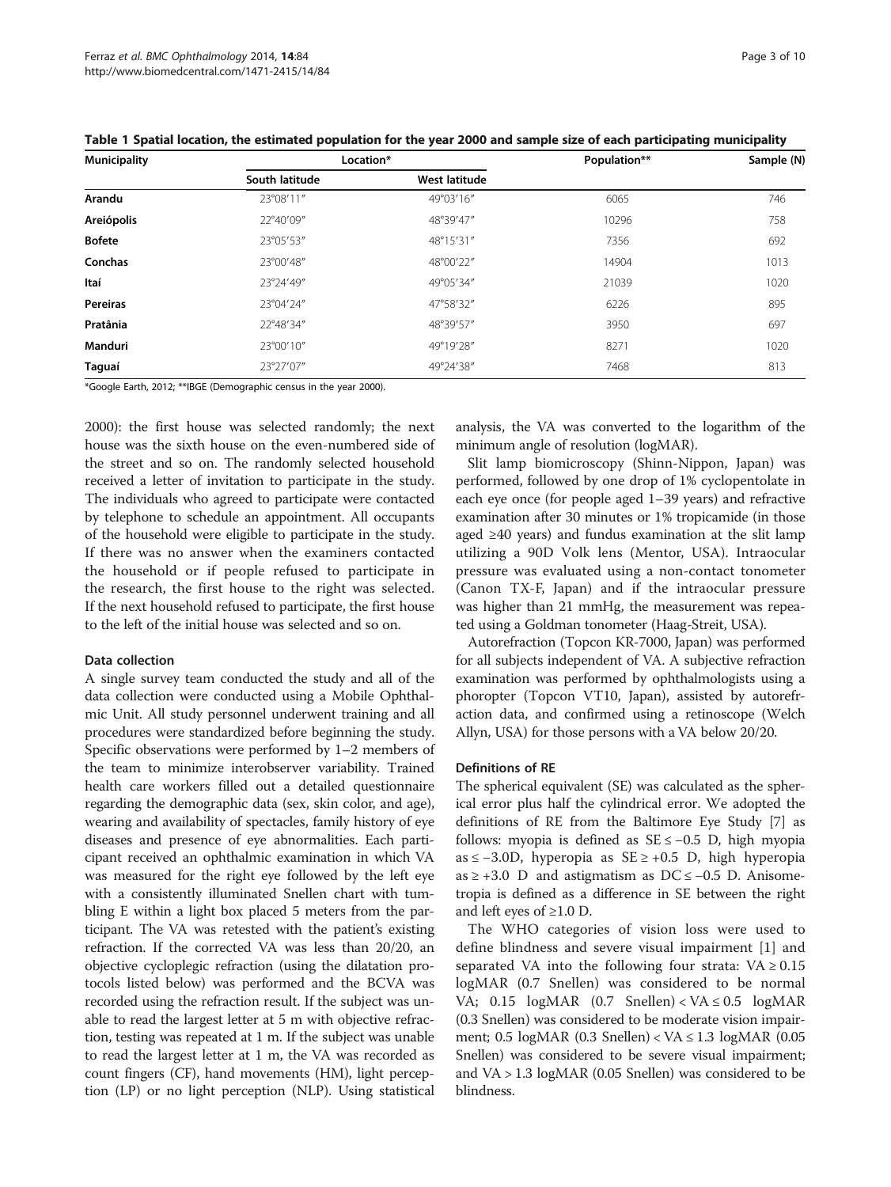**Table 1 Spatial location, the estimated population for the year 2000 and sample size of each participating municipality**

| Municipality | Location* | | Population** | Sample (N) |
|---|---|---|---|---|
| | South latitude | West latitude | | |
| **Arandu** | 23°08′11″ | 49°03′16″ | 6065 | 746 |
| **Areiópolis** | 22°40′09″ | 48°39′47″ | 10296 | 758 |
| **Bofete** | 23°05′53″ | 48°15′31″ | 7356 | 692 |
| **Conchas** | 23°00′48″ | 48°00′22″ | 14904 | 1013 |
| **Itaí** | 23°24′49″ | 49°05′34″ | 21039 | 1020 |
| **Pereiras** | 23°04′24″ | 47°58′32″ | 6226 | 895 |
| **Pratânia** | 22°48′34″ | 48°39′57″ | 3950 | 697 |
| **Manduri** | 23°00′10″ | 49°19′28″ | 8271 | 1020 |
| **Taguaí** | 23°27′07″ | 49°24′38″ | 7468 | 813 |

*Google Earth, 2012; **IBGE (Demographic census in the year 2000).

2000): the first house was selected randomly; the next house was the sixth house on the even-numbered side of the street and so on. The randomly selected household received a letter of invitation to participate in the study. The individuals who agreed to participate were contacted by telephone to schedule an appointment. All occupants of the household were eligible to participate in the study. If there was no answer when the examiners contacted the household or if people refused to participate in the research, the first house to the right was selected. If the next household refused to participate, the first house to the left of the initial house was selected and so on.

### Data collection

A single survey team conducted the study and all of the data collection were conducted using a Mobile Ophthalmic Unit. All study personnel underwent training and all procedures were standardized before beginning the study. Specific observations were performed by 1–2 members of the team to minimize interobserver variability. Trained health care workers filled out a detailed questionnaire regarding the demographic data (sex, skin color, and age), wearing and availability of spectacles, family history of eye diseases and presence of eye abnormalities. Each participant received an ophthalmic examination in which VA was measured for the right eye followed by the left eye with a consistently illuminated Snellen chart with tumbling E within a light box placed 5 meters from the participant. The VA was retested with the patient's existing refraction. If the corrected VA was less than 20/20, an objective cycloplegic refraction (using the dilatation protocols listed below) was performed and the BCVA was recorded using the refraction result. If the subject was unable to read the largest letter at 5 m with objective refraction, testing was repeated at 1 m. If the subject was unable to read the largest letter at 1 m, the VA was recorded as count fingers (CF), hand movements (HM), light perception (LP) or no light perception (NLP). Using statistical analysis, the VA was converted to the logarithm of the minimum angle of resolution (logMAR).

Slit lamp biomicroscopy (Shinn-Nippon, Japan) was performed, followed by one drop of 1% cyclopentolate in each eye once (for people aged 1–39 years) and refractive examination after 30 minutes or 1% tropicamide (in those aged ≥40 years) and fundus examination at the slit lamp utilizing a 90D Volk lens (Mentor, USA). Intraocular pressure was evaluated using a non-contact tonometer (Canon TX-F, Japan) and if the intraocular pressure was higher than 21 mmHg, the measurement was repeated using a Goldman tonometer (Haag-Streit, USA).

Autorefraction (Topcon KR-7000, Japan) was performed for all subjects independent of VA. A subjective refraction examination was performed by ophthalmologists using a phoropter (Topcon VT10, Japan), assisted by autorefraction data, and confirmed using a retinoscope (Welch Allyn, USA) for those persons with a VA below 20/20.

### Definitions of RE

The spherical equivalent (SE) was calculated as the spherical error plus half the cylindrical error. We adopted the definitions of RE from the Baltimore Eye Study [7] as follows: myopia is defined as SE ≤ −0.5 D, high myopia as ≤ −3.0D, hyperopia as SE ≥ +0.5 D, high hyperopia as ≥ +3.0 D and astigmatism as DC ≤ −0.5 D. Anisometropia is defined as a difference in SE between the right and left eyes of ≥1.0 D.

The WHO categories of vision loss were used to define blindness and severe visual impairment [1] and separated VA into the following four strata: VA ≥ 0.15 logMAR (0.7 Snellen) was considered to be normal VA; 0.15 logMAR (0.7 Snellen) < VA ≤ 0.5 logMAR (0.3 Snellen) was considered to be moderate vision impairment; 0.5 logMAR (0.3 Snellen) < VA ≤ 1.3 logMAR (0.05 Snellen) was considered to be severe visual impairment; and VA > 1.3 logMAR (0.05 Snellen) was considered to be blindness.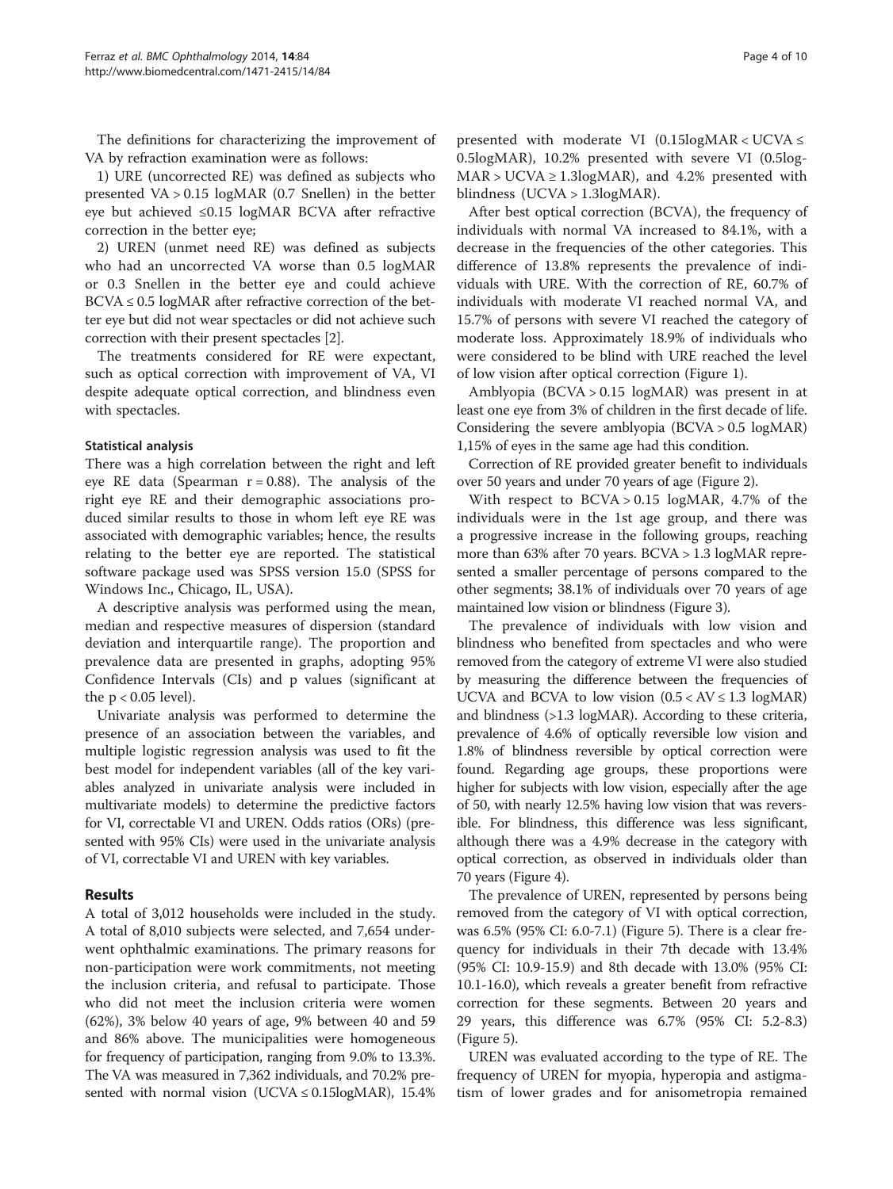The definitions for characterizing the improvement of VA by refraction examination were as follows:

1) URE (uncorrected RE) was defined as subjects who presented VA > 0.15 logMAR (0.7 Snellen) in the better eye but achieved ≤0.15 logMAR BCVA after refractive correction in the better eye;

2) UREN (unmet need RE) was defined as subjects who had an uncorrected VA worse than 0.5 logMAR or 0.3 Snellen in the better eye and could achieve BCVA ≤ 0.5 logMAR after refractive correction of the better eye but did not wear spectacles or did not achieve such correction with their present spectacles [2].

The treatments considered for RE were expectant, such as optical correction with improvement of VA, VI despite adequate optical correction, and blindness even with spectacles.

### Statistical analysis

There was a high correlation between the right and left eye RE data (Spearman r = 0.88). The analysis of the right eye RE and their demographic associations produced similar results to those in whom left eye RE was associated with demographic variables; hence, the results relating to the better eye are reported. The statistical software package used was SPSS version 15.0 (SPSS for Windows Inc., Chicago, IL, USA).

A descriptive analysis was performed using the mean, median and respective measures of dispersion (standard deviation and interquartile range). The proportion and prevalence data are presented in graphs, adopting 95% Confidence Intervals (CIs) and p values (significant at the $p < 0.05$ level).

Univariate analysis was performed to determine the presence of an association between the variables, and multiple logistic regression analysis was used to fit the best model for independent variables (all of the key variables analyzed in univariate analysis were included in multivariate models) to determine the predictive factors for VI, correctable VI and UREN. Odds ratios (ORs) (presented with 95% CIs) were used in the univariate analysis of VI, correctable VI and UREN with key variables.

## Results

A total of 3,012 households were included in the study. A total of 8,010 subjects were selected, and 7,654 underwent ophthalmic examinations. The primary reasons for non-participation were work commitments, not meeting the inclusion criteria, and refusal to participate. Those who did not meet the inclusion criteria were women (62%), 3% below 40 years of age, 9% between 40 and 59 and 86% above. The municipalities were homogeneous for frequency of participation, ranging from 9.0% to 13.3%. The VA was measured in 7,362 individuals, and 70.2% presented with normal vision (UCVA ≤ 0.15logMAR), 15.4% presented with moderate VI (0.15logMAR < UCVA ≤ 0.5logMAR), 10.2% presented with severe VI (0.5logMAR > UCVA ≥ 1.3logMAR), and 4.2% presented with blindness (UCVA > 1.3logMAR).

After best optical correction (BCVA), the frequency of individuals with normal VA increased to 84.1%, with a decrease in the frequencies of the other categories. This difference of 13.8% represents the prevalence of individuals with URE. With the correction of RE, 60.7% of individuals with moderate VI reached normal VA, and 15.7% of persons with severe VI reached the category of moderate loss. Approximately 18.9% of individuals who were considered to be blind with URE reached the level of low vision after optical correction (Figure 1).

Amblyopia (BCVA > 0.15 logMAR) was present in at least one eye from 3% of children in the first decade of life. Considering the severe amblyopia (BCVA > 0.5 logMAR) 1,15% of eyes in the same age had this condition.

Correction of RE provided greater benefit to individuals over 50 years and under 70 years of age (Figure 2).

With respect to BCVA > 0.15 logMAR, 4.7% of the individuals were in the 1st age group, and there was a progressive increase in the following groups, reaching more than 63% after 70 years. BCVA > 1.3 logMAR represented a smaller percentage of persons compared to the other segments; 38.1% of individuals over 70 years of age maintained low vision or blindness (Figure 3).

The prevalence of individuals with low vision and blindness who benefited from spectacles and who were removed from the category of extreme VI were also studied by measuring the difference between the frequencies of UCVA and BCVA to low vision (0.5 < AV ≤ 1.3 logMAR) and blindness (>1.3 logMAR). According to these criteria, prevalence of 4.6% of optically reversible low vision and 1.8% of blindness reversible by optical correction were found. Regarding age groups, these proportions were higher for subjects with low vision, especially after the age of 50, with nearly 12.5% having low vision that was reversible. For blindness, this difference was less significant, although there was a 4.9% decrease in the category with optical correction, as observed in individuals older than 70 years (Figure 4).

The prevalence of UREN, represented by persons being removed from the category of VI with optical correction, was 6.5% (95% CI: 6.0-7.1) (Figure 5). There is a clear frequency for individuals in their 7th decade with 13.4% (95% CI: 10.9-15.9) and 8th decade with 13.0% (95% CI: 10.1-16.0), which reveals a greater benefit from refractive correction for these segments. Between 20 years and 29 years, this difference was 6.7% (95% CI: 5.2-8.3) (Figure 5).

UREN was evaluated according to the type of RE. The frequency of UREN for myopia, hyperopia and astigmatism of lower grades and for anisometropia remained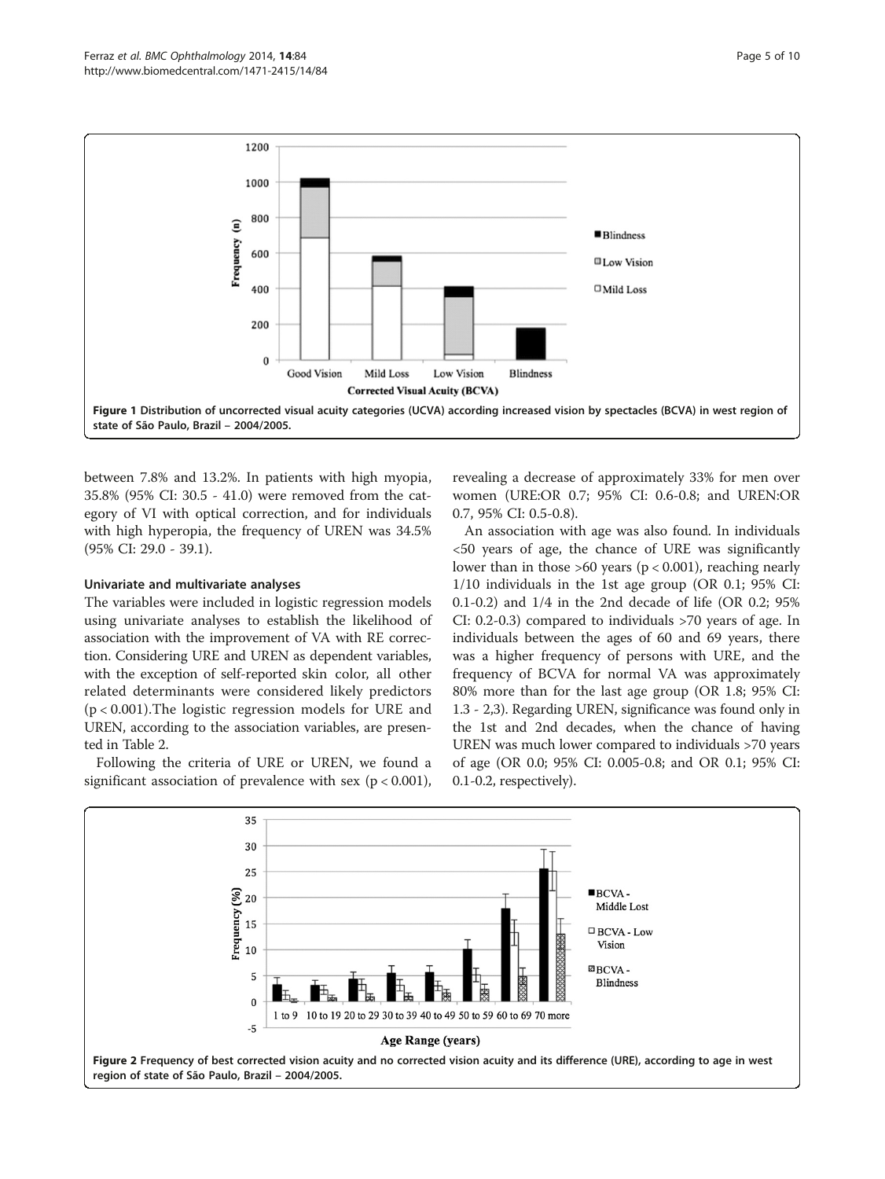Figure 1 Distribution of uncorrected visual acuity categories (UCVA) according increased vision by spectacles (BCVA) in west region of state of São Paulo, Brazil – 2004/2005.

between 7.8% and 13.2%. In patients with high myopia, 35.8% (95% CI: 30.5 - 41.0) were removed from the category of VI with optical correction, and for individuals with high hyperopia, the frequency of UREN was 34.5% (95% CI: 29.0 - 39.1).

### Univariate and multivariate analyses

The variables were included in logistic regression models using univariate analyses to establish the likelihood of association with the improvement of VA with RE correction. Considering URE and UREN as dependent variables, with the exception of self-reported skin color, all other related determinants were considered likely predictors ($p < 0.001$).The logistic regression models for URE and UREN, according to the association variables, are presented in Table 2.

Following the criteria of URE or UREN, we found a significant association of prevalence with sex ($p < 0.001$), revealing a decrease of approximately 33% for men over women (URE:OR 0.7; 95% CI: 0.6-0.8; and UREN:OR 0.7, 95% CI: 0.5-0.8).

An association with age was also found. In individuals <50 years of age, the chance of URE was significantly lower than in those >60 years ($p < 0.001$), reaching nearly 1/10 individuals in the 1st age group (OR 0.1; 95% CI: 0.1-0.2) and 1/4 in the 2nd decade of life (OR 0.2; 95% CI: 0.2-0.3) compared to individuals >70 years of age. In individuals between the ages of 60 and 69 years, there was a higher frequency of persons with URE, and the frequency of BCVA for normal VA was approximately 80% more than for the last age group (OR 1.8; 95% CI: 1.3 - 2,3). Regarding UREN, significance was found only in the 1st and 2nd decades, when the chance of having UREN was much lower compared to individuals >70 years of age (OR 0.0; 95% CI: 0.005-0.8; and OR 0.1; 95% CI: 0.1-0.2, respectively).

Figure 2 Frequency of best corrected vision acuity and no corrected vision acuity and its difference (URE), according to age in west region of state of São Paulo, Brazil – 2004/2005.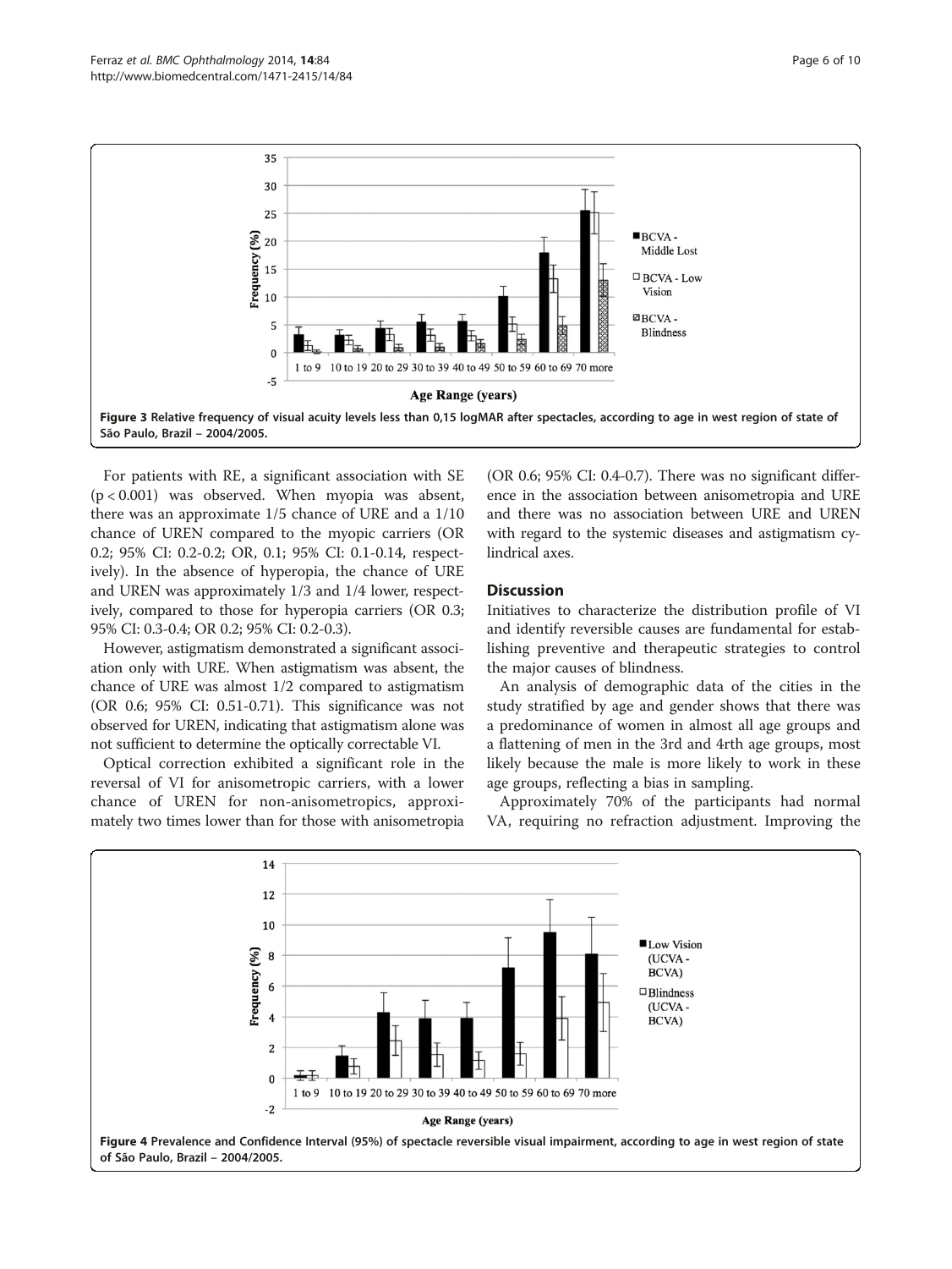Figure 3 Relative frequency of visual acuity levels less than 0,15 logMAR after spectacles, according to age in west region of state of São Paulo, Brazil – 2004/2005.

For patients with RE, a significant association with SE ($p < 0.001$) was observed. When myopia was absent, there was an approximate 1/5 chance of URE and a 1/10 chance of UREN compared to the myopic carriers (OR 0.2; 95% CI: 0.2-0.2; OR, 0.1; 95% CI: 0.1-0.14, respectively). In the absence of hyperopia, the chance of URE and UREN was approximately 1/3 and 1/4 lower, respectively, compared to those for hyperopia carriers (OR 0.3; 95% CI: 0.3-0.4; OR 0.2; 95% CI: 0.2-0.3).

However, astigmatism demonstrated a significant association only with URE. When astigmatism was absent, the chance of URE was almost 1/2 compared to astigmatism (OR 0.6; 95% CI: 0.51-0.71). This significance was not observed for UREN, indicating that astigmatism alone was not sufficient to determine the optically correctable VI.

Optical correction exhibited a significant role in the reversal of VI for anisometropic carriers, with a lower chance of UREN for non-anisometropics, approximately two times lower than for those with anisometropia (OR 0.6; 95% CI: 0.4-0.7). There was no significant difference in the association between anisometropia and URE and there was no association between URE and UREN with regard to the systemic diseases and astigmatism cylindrical axes.

## Discussion

Initiatives to characterize the distribution profile of VI and identify reversible causes are fundamental for establishing preventive and therapeutic strategies to control the major causes of blindness.

An analysis of demographic data of the cities in the study stratified by age and gender shows that there was a predominance of women in almost all age groups and a flattening of men in the 3rd and 4rth age groups, most likely because the male is more likely to work in these age groups, reflecting a bias in sampling.

Approximately 70% of the participants had normal VA, requiring no refraction adjustment. Improving the

Figure 4 Prevalence and Confidence Interval (95%) of spectacle reversible visual impairment, according to age in west region of state of São Paulo, Brazil – 2004/2005.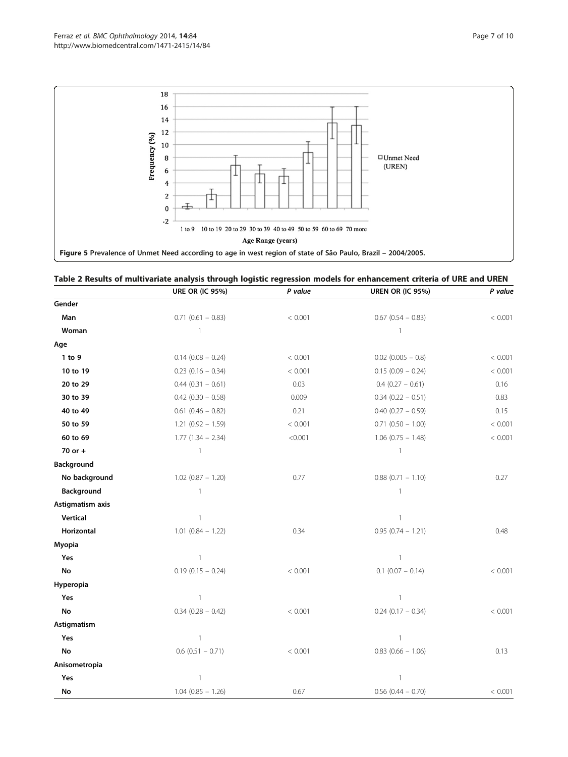Figure 5 Prevalence of Unmet Need according to age in west region of state of São Paulo, Brazil – 2004/2005.

**Table 2 Results of multivariate analysis through logistic regression models for enhancement criteria of URE and UREN**

| | URE OR (IC 95%) | *P value* | UREN OR (IC 95%) | *P value* |
|---|---|---|---|---|
| **Gender** | | | | |
| **Man** | 0.71 (0.61 – 0.83) | < 0.001 | 0.67 (0.54 – 0.83) | < 0.001 |
| **Woman** | 1 | | 1 | |
| **Age** | | | | |
| **1 to 9** | 0.14 (0.08 – 0.24) | < 0.001 | 0.02 (0.005 – 0.8) | < 0.001 |
| **10 to 19** | 0.23 (0.16 – 0.34) | < 0.001 | 0.15 (0.09 – 0.24) | < 0.001 |
| **20 to 29** | 0.44 (0.31 – 0.61) | 0.03 | 0.4 (0.27 – 0.61) | 0.16 |
| **30 to 39** | 0.42 (0.30 – 0.58) | 0.009 | 0.34 (0.22 – 0.51) | 0.83 |
| **40 to 49** | 0.61 (0.46 – 0.82) | 0.21 | 0.40 (0.27 – 0.59) | 0.15 |
| **50 to 59** | 1.21 (0.92 – 1.59) | < 0.001 | 0.71 (0.50 – 1.00) | < 0.001 |
| **60 to 69** | 1.77 (1.34 – 2.34) | <0.001 | 1.06 (0.75 – 1.48) | < 0.001 |
| **70 or +** | 1 | | 1 | |
| **Background** | | | | |
| **No background** | 1.02 (0.87 – 1.20) | 0.77 | 0.88 (0.71 – 1.10) | 0.27 |
| **Background** | 1 | | 1 | |
| **Astigmatism axis** | | | | |
| **Vertical** | 1 | | 1 | |
| **Horizontal** | 1.01 (0.84 – 1.22) | 0.34 | 0.95 (0.74 – 1.21) | 0.48 |
| **Myopia** | | | | |
| **Yes** | 1 | | 1 | |
| **No** | 0.19 (0.15 – 0.24) | < 0.001 | 0.1 (0.07 – 0.14) | < 0.001 |
| **Hyperopia** | | | | |
| **Yes** | 1 | | 1 | |
| **No** | 0.34 (0.28 – 0.42) | < 0.001 | 0.24 (0.17 – 0.34) | < 0.001 |
| **Astigmatism** | | | | |
| **Yes** | 1 | | 1 | |
| **No** | 0.6 (0.51 – 0.71) | < 0.001 | 0.83 (0.66 – 1.06) | 0.13 |
| **Anisometropia** | | | | |
| **Yes** | 1 | | 1 | |
| **No** | 1.04 (0.85 – 1.26) | 0.67 | 0.56 (0.44 – 0.70) | < 0.001 |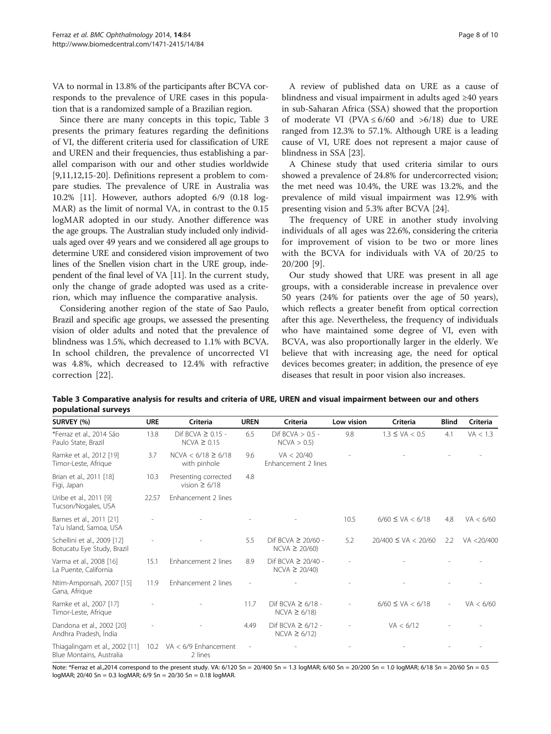VA to normal in 13.8% of the participants after BCVA corresponds to the prevalence of URE cases in this population that is a randomized sample of a Brazilian region.

Since there are many concepts in this topic, Table 3 presents the primary features regarding the definitions of VI, the different criteria used for classification of URE and UREN and their frequencies, thus establishing a parallel comparison with our and other studies worldwide [9,11,12,15-20]. Definitions represent a problem to compare studies. The prevalence of URE in Australia was 10.2% [11]. However, authors adopted 6/9 (0.18 logMAR) as the limit of normal VA, in contrast to the 0.15 logMAR adopted in our study. Another difference was the age groups. The Australian study included only individuals aged over 49 years and we considered all age groups to determine URE and considered vision improvement of two lines of the Snellen vision chart in the URE group, independent of the final level of VA [11]. In the current study, only the change of grade adopted was used as a criterion, which may influence the comparative analysis.

Considering another region of the state of Sao Paulo, Brazil and specific age groups, we assessed the presenting vision of older adults and noted that the prevalence of blindness was 1.5%, which decreased to 1.1% with BCVA. In school children, the prevalence of uncorrected VI was 4.8%, which decreased to 12.4% with refractive correction [22].

A review of published data on URE as a cause of blindness and visual impairment in adults aged ≥40 years in sub-Saharan Africa (SSA) showed that the proportion of moderate VI (PVA ≤ 6/60 and >6/18) due to URE ranged from 12.3% to 57.1%. Although URE is a leading cause of VI, URE does not represent a major cause of blindness in SSA [23].

A Chinese study that used criteria similar to ours showed a prevalence of 24.8% for undercorrected vision; the met need was 10.4%, the URE was 13.2%, and the prevalence of mild visual impairment was 12.9% with presenting vision and 5.3% after BCVA [24].

The frequency of URE in another study involving individuals of all ages was 22.6%, considering the criteria for improvement of vision to be two or more lines with the BCVA for individuals with VA of 20/25 to 20/200 [9].

Our study showed that URE was present in all age groups, with a considerable increase in prevalence over 50 years (24% for patients over the age of 50 years), which reflects a greater benefit from optical correction after this age. Nevertheless, the frequency of individuals who have maintained some degree of VI, even with BCVA, was also proportionally larger in the elderly. We believe that with increasing age, the need for optical devices becomes greater; in addition, the presence of eye diseases that result in poor vision also increases.

**Table 3 Comparative analysis for results and criteria of URE, UREN and visual impairment between our and others populational surveys**

| SURVEY (%) | URE | Criteria | UREN | Criteria | Low vision | Criteria | Blind | Criteria |
|---|---|---|---|---|---|---|---|---|
| *Ferraz et al., 2014 São Paulo State, Brazil | 13.8 | Dif BCVA ≥ 0.15 - NCVA ≥ 0.15 | 6.5 | Dif BCVA > 0.5 - NCVA > 0.5) | 9.8 | 1.3 ≤ VA < 0.5 | 4.1 | VA < 1.3 |
| Ramke et al., 2012 [19] Timor-Leste, Afrique | 3.7 | NCVA < 6/18 ≥ 6/18 with pinhole | 9.6 | VA < 20/40 Enhancement 2 lines | - | - | - | - |
| Brian et al., 2011 [18] Figi, Japan | 10.3 | Presenting corrected vision ≥ 6/18 | 4.8 | | | | | |
| Uribe et al., 2011 [9] Tucson/Nogales, USA | 22.57 | Enhancement 2 lines | | | | | | |
| Barnes et al., 2011 [21] Ta'u Island, Samoa, USA | - | - | - | - | 10.5 | 6/60 ≤ VA < 6/18 | 4.8 | VA < 6/60 |
| Schellini et al., 2009 [12] Botucatu Eye Study, Brazil | - | - | 5.5 | Dif BCVA ≥ 20/60 - NCVA ≥ 20/60) | 5.2 | 20/400 ≤ VA < 20/60 | 2.2 | VA <20/400 |
| Varma et al., 2008 [16] La Puente, California | 15.1 | Enhancement 2 lines | 8.9 | Dif BCVA ≥ 20/40 - NCVA ≥ 20/40) | - | - | - | - |
| Ntim-Amponsah, 2007 [15] Gana, Afrique | 11.9 | Enhancement 2 lines | - | - | - | - | - | - |
| Ramke et al., 2007 [17] Timor-Leste, Afrique | - | - | 11.7 | Dif BCVA ≥ 6/18 - NCVA ≥ 6/18) | - | 6/60 ≤ VA < 6/18 | - | VA < 6/60 |
| Dandona et al., 2002 [20] Andhra Pradesh, Índia | - | - | 4.49 | Dif BCVA ≥ 6/12 - NCVA ≥ 6/12) | - | VA < 6/12 | - | - |
| Thiagalingam et al., 2002 [11] Blue Montains, Australia | 10.2 | VA < 6/9 Enhancement 2 lines | - | - | - | - | - | - |

Note: *Ferraz et al.,2014 correspond to the present study. VA: 6/120 Sn = 20/400 Sn = 1.3 logMAR; 6/60 Sn = 20/200 Sn = 1.0 logMAR; 6/18 Sn = 20/60 Sn = 0.5 logMAR; 20/40 Sn = 0.3 logMAR; 6/9 Sn = 20/30 Sn = 0.18 logMAR.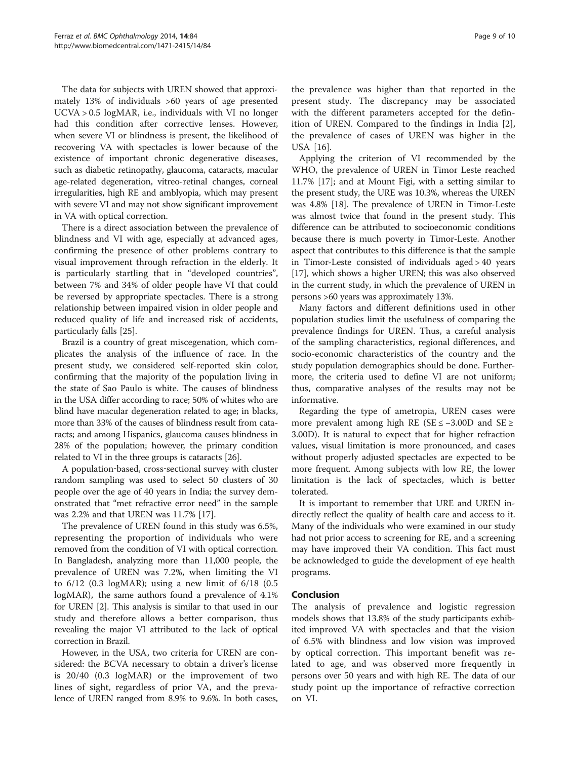The data for subjects with UREN showed that approximately 13% of individuals >60 years of age presented UCVA > 0.5 logMAR, i.e., individuals with VI no longer had this condition after corrective lenses. However, when severe VI or blindness is present, the likelihood of recovering VA with spectacles is lower because of the existence of important chronic degenerative diseases, such as diabetic retinopathy, glaucoma, cataracts, macular age-related degeneration, vitreo-retinal changes, corneal irregularities, high RE and amblyopia, which may present with severe VI and may not show significant improvement in VA with optical correction.

There is a direct association between the prevalence of blindness and VI with age, especially at advanced ages, confirming the presence of other problems contrary to visual improvement through refraction in the elderly. It is particularly startling that in "developed countries", between 7% and 34% of older people have VI that could be reversed by appropriate spectacles. There is a strong relationship between impaired vision in older people and reduced quality of life and increased risk of accidents, particularly falls [25].

Brazil is a country of great miscegenation, which complicates the analysis of the influence of race. In the present study, we considered self-reported skin color, confirming that the majority of the population living in the state of Sao Paulo is white. The causes of blindness in the USA differ according to race; 50% of whites who are blind have macular degeneration related to age; in blacks, more than 33% of the causes of blindness result from cataracts; and among Hispanics, glaucoma causes blindness in 28% of the population; however, the primary condition related to VI in the three groups is cataracts [26].

A population-based, cross-sectional survey with cluster random sampling was used to select 50 clusters of 30 people over the age of 40 years in India; the survey demonstrated that "met refractive error need" in the sample was 2.2% and that UREN was 11.7% [17].

The prevalence of UREN found in this study was 6.5%, representing the proportion of individuals who were removed from the condition of VI with optical correction. In Bangladesh, analyzing more than 11,000 people, the prevalence of UREN was 7.2%, when limiting the VI to 6/12 (0.3 logMAR); using a new limit of 6/18 (0.5 logMAR), the same authors found a prevalence of 4.1% for UREN [2]. This analysis is similar to that used in our study and therefore allows a better comparison, thus revealing the major VI attributed to the lack of optical correction in Brazil.

However, in the USA, two criteria for UREN are considered: the BCVA necessary to obtain a driver's license is 20/40 (0.3 logMAR) or the improvement of two lines of sight, regardless of prior VA, and the prevalence of UREN ranged from 8.9% to 9.6%. In both cases, the prevalence was higher than that reported in the present study. The discrepancy may be associated with the different parameters accepted for the definition of UREN. Compared to the findings in India [2], the prevalence of cases of UREN was higher in the USA [16].

Applying the criterion of VI recommended by the WHO, the prevalence of UREN in Timor Leste reached 11.7% [17]; and at Mount Figi, with a setting similar to the present study, the URE was 10.3%, whereas the UREN was 4.8% [18]. The prevalence of UREN in Timor-Leste was almost twice that found in the present study. This difference can be attributed to socioeconomic conditions because there is much poverty in Timor-Leste. Another aspect that contributes to this difference is that the sample in Timor-Leste consisted of individuals aged > 40 years [17], which shows a higher UREN; this was also observed in the current study, in which the prevalence of UREN in persons >60 years was approximately 13%.

Many factors and different definitions used in other population studies limit the usefulness of comparing the prevalence findings for UREN. Thus, a careful analysis of the sampling characteristics, regional differences, and socio-economic characteristics of the country and the study population demographics should be done. Furthermore, the criteria used to define VI are not uniform; thus, comparative analyses of the results may not be informative.

Regarding the type of ametropia, UREN cases were more prevalent among high RE (SE ≤ −3.00D and SE ≥ 3.00D). It is natural to expect that for higher refraction values, visual limitation is more pronounced, and cases without properly adjusted spectacles are expected to be more frequent. Among subjects with low RE, the lower limitation is the lack of spectacles, which is better tolerated.

It is important to remember that URE and UREN indirectly reflect the quality of health care and access to it. Many of the individuals who were examined in our study had not prior access to screening for RE, and a screening may have improved their VA condition. This fact must be acknowledged to guide the development of eye health programs.

## Conclusion

The analysis of prevalence and logistic regression models shows that 13.8% of the study participants exhibited improved VA with spectacles and that the vision of 6.5% with blindness and low vision was improved by optical correction. This important benefit was related to age, and was observed more frequently in persons over 50 years and with high RE. The data of our study point up the importance of refractive correction on VI.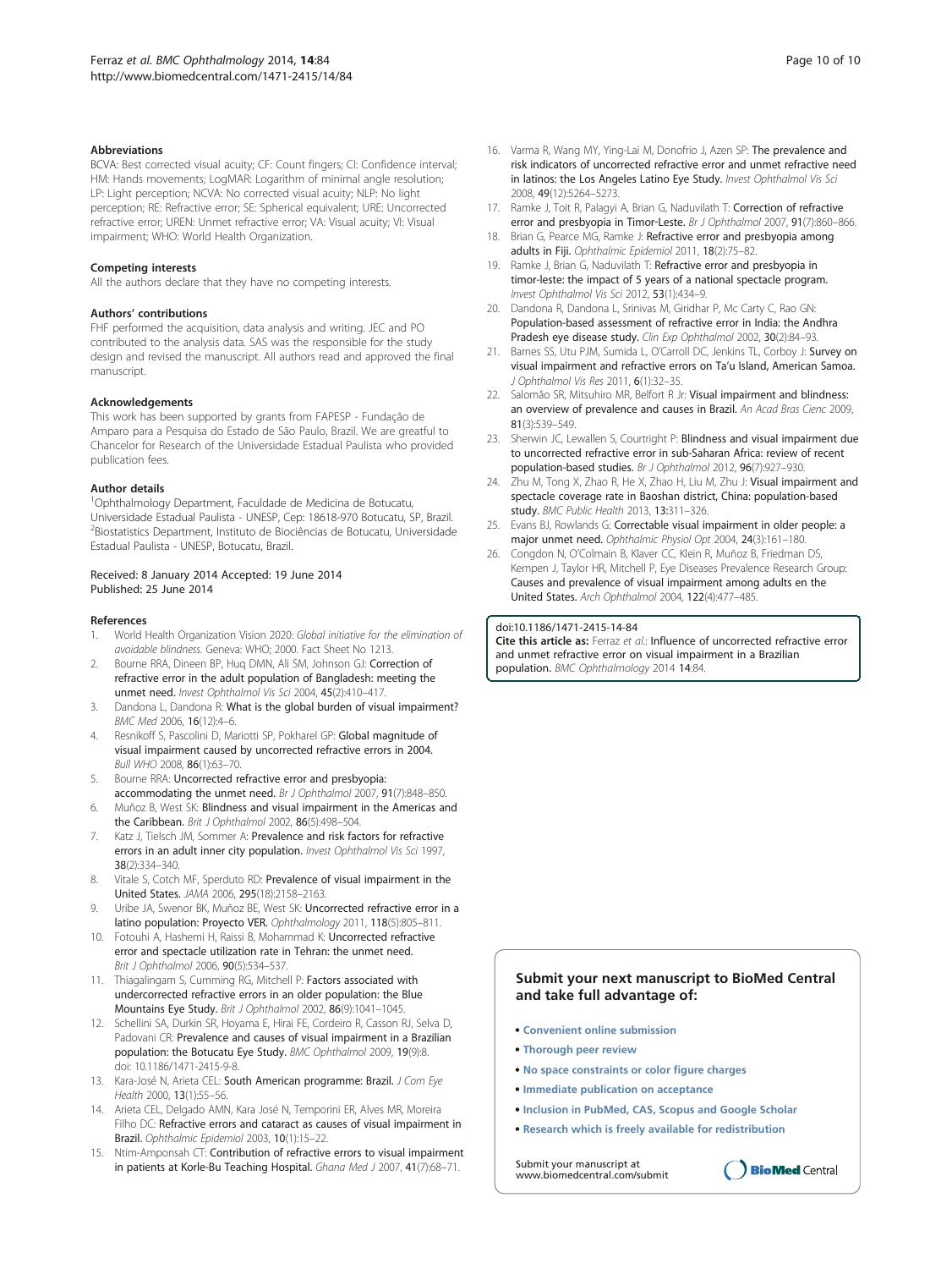### Abbreviations

BCVA: Best corrected visual acuity; CF: Count fingers; CI: Confidence interval; HM: Hands movements; LogMAR: Logarithm of minimal angle resolution; LP: Light perception; NCVA: No corrected visual acuity; NLP: No light perception; RE: Refractive error; SE: Spherical equivalent; URE: Uncorrected refractive error; UREN: Unmet refractive error; VA: Visual acuity; VI: Visual impairment; WHO: World Health Organization.

### Competing interests

All the authors declare that they have no competing interests.

### Authors' contributions

FHF performed the acquisition, data analysis and writing. JEC and PO contributed to the analysis data. SAS was the responsible for the study design and revised the manuscript. All authors read and approved the final manuscript.

### Acknowledgements

This work has been supported by grants from FAPESP - Fundação de Amparo para a Pesquisa do Estado de São Paulo, Brazil. We are greatful to Chancelor for Research of the Universidade Estadual Paulista who provided publication fees.

### Author details

[1]Ophthalmology Department, Faculdade de Medicina de Botucatu, Universidade Estadual Paulista - UNESP, Cep: 18618-970 Botucatu, SP, Brazil. [2]Biostatistics Department, Instituto de Biociências de Botucatu, Universidade Estadual Paulista - UNESP, Botucatu, Brazil.

Received: 8 January 2014 Accepted: 19 June 2014
Published: 25 June 2014

### References

1. World Health Organization Vision 2020: *Global initiative for the elimination of avoidable blindness*. Geneva: WHO; 2000. Fact Sheet No 1213.
2. Bourne RRA, Dineen BP, Huq DMN, Ali SM, Johnson GJ: **Correction of refractive error in the adult population of Bangladesh: meeting the unmet need.** *Invest Ophthalmol Vis Sci* 2004, **45**(2):410–417.
3. Dandona L, Dandona R: **What is the global burden of visual impairment?** *BMC Med* 2006, **16**(12):4–6.
4. Resnikoff S, Pascolini D, Mariotti SP, Pokharel GP: **Global magnitude of visual impairment caused by uncorrected refractive errors in 2004.** *Bull WHO* 2008, **86**(1):63–70.
5. Bourne RRA: **Uncorrected refractive error and presbyopia: accommodating the unmet need.** *Br J Ophthalmol* 2007, **91**(7):848–850.
6. Muñoz B, West SK: **Blindness and visual impairment in the Americas and the Caribbean.** *Brit J Ophthalmol* 2002, **86**(5):498–504.
7. Katz J, Tielsch JM, Sommer A: **Prevalence and risk factors for refractive errors in an adult inner city population.** *Invest Ophthalmol Vis Sci* 1997, **38**(2):334–340.
8. Vitale S, Cotch MF, Sperduto RD: **Prevalence of visual impairment in the United States.** *JAMA* 2006, **295**(18):2158–2163.
9. Uribe JA, Swenor BK, Muñoz BE, West SK: **Uncorrected refractive error in a latino population: Proyecto VER.** *Ophthalmology* 2011, **118**(5):805–811.
10. Fotouhi A, Hashemi H, Raissi B, Mohammad K: **Uncorrected refractive error and spectacle utilization rate in Tehran: the unmet need.** *Brit J Ophthalmol* 2006, **90**(5):534–537.
11. Thiagalingam S, Cumming RG, Mitchell P: **Factors associated with undercorrected refractive errors in an older population: the Blue Mountains Eye Study.** *Brit J Ophthalmol* 2002, **86**(9):1041–1045.
12. Schellini SA, Durkin SR, Hoyama E, Hirai FE, Cordeiro R, Casson RJ, Selva D, Padovani CR: **Prevalence and causes of visual impairment in a Brazilian population: the Botucatu Eye Study.** *BMC Ophthalmol* 2009, **19**(9):8. doi: 10.1186/1471-2415-9-8.
13. Kara-José N, Arieta CEL: **South American programme: Brazil.** *J Com Eye Health* 2000, **13**(1):55–56.
14. Arieta CEL, Delgado AMN, Kara José N, Temporini ER, Alves MR, Moreira Filho DC: **Refractive errors and cataract as causes of visual impairment in Brazil.** *Ophthalmic Epidemiol* 2003, **10**(1):15–22.
15. Ntim-Amponsah CT: **Contribution of refractive errors to visual impairment in patients at Korle-Bu Teaching Hospital.** *Ghana Med J* 2007, **41**(7):68–71.
16. Varma R, Wang MY, Ying-Lai M, Donofrio J, Azen SP: **The prevalence and risk indicators of uncorrected refractive error and unmet refractive need in latinos: the Los Angeles Latino Eye Study.** *Invest Ophthalmol Vis Sci* 2008, **49**(12):5264–5273.
17. Ramke J, Toit R, Palagyi A, Brian G, Naduvilath T: **Correction of refractive error and presbyopia in Timor-Leste.** *Br J Ophthalmol* 2007, **91**(7):860–866.
18. Brian G, Pearce MG, Ramke J: **Refractive error and presbyopia among adults in Fiji.** *Ophthalmic Epidemiol* 2011, **18**(2):75–82.
19. Ramke J, Brian G, Naduvilath T: **Refractive error and presbyopia in timor-leste: the impact of 5 years of a national spectacle program.** *Invest Ophthalmol Vis Sci* 2012, **53**(1):434–9.
20. Dandona R, Dandona L, Srinivas M, Giridhar P, Mc Carty C, Rao GN: **Population-based assessment of refractive error in India: the Andhra Pradesh eye disease study.** *Clin Exp Ophthalmol* 2002, **30**(2):84–93.
21. Barnes SS, Utu PJM, Sumida L, O'Carroll DC, Jenkins TL, Corboy J: **Survey on visual impairment and refractive errors on Ta'u Island, American Samoa.** *J Ophthalmol Vis Res* 2011, **6**(1):32–35.
22. Salomão SR, Mitsuhiro MR, Belfort R Jr: **Visual impairment and blindness: an overview of prevalence and causes in Brazil.** *An Acad Bras Cienc* 2009, **81**(3):539–549.
23. Sherwin JC, Lewallen S, Courtright P: **Blindness and visual impairment due to uncorrected refractive error in sub-Saharan Africa: review of recent population-based studies.** *Br J Ophthalmol* 2012, **96**(7):927–930.
24. Zhu M, Tong X, Zhao R, He X, Zhao H, Liu M, Zhu J: **Visual impairment and spectacle coverage rate in Baoshan district, China: population-based study.** *BMC Public Health* 2013, **13**:311–326.
25. Evans BJ, Rowlands G: **Correctable visual impairment in older people: a major unmet need.** *Ophthalmic Physiol Opt* 2004, **24**(3):161–180.
26. Congdon N, O'Colmain B, Klaver CC, Klein R, Muñoz B, Friedman DS, Kempen J, Taylor HR, Mitchell P, Eye Diseases Prevalence Research Group: **Causes and prevalence of visual impairment among adults en the United States.** *Arch Ophthalmol* 2004, **122**(4):477–485.

doi:10.1186/1471-2415-14-84
**Cite this article as:** Ferraz *et al.*: Influence of uncorrected refractive error and unmet refractive error on visual impairment in a Brazilian population. *BMC Ophthalmology* 2014 **14**:84.

**Submit your next manuscript to BioMed Central and take full advantage of:**

- Convenient online submission
- Thorough peer review
- No space constraints or color figure charges
- Immediate publication on acceptance
- Inclusion in PubMed, CAS, Scopus and Google Scholar
- Research which is freely available for redistribution

Submit your manuscript at www.biomedcentral.com/submit

BioMed Central